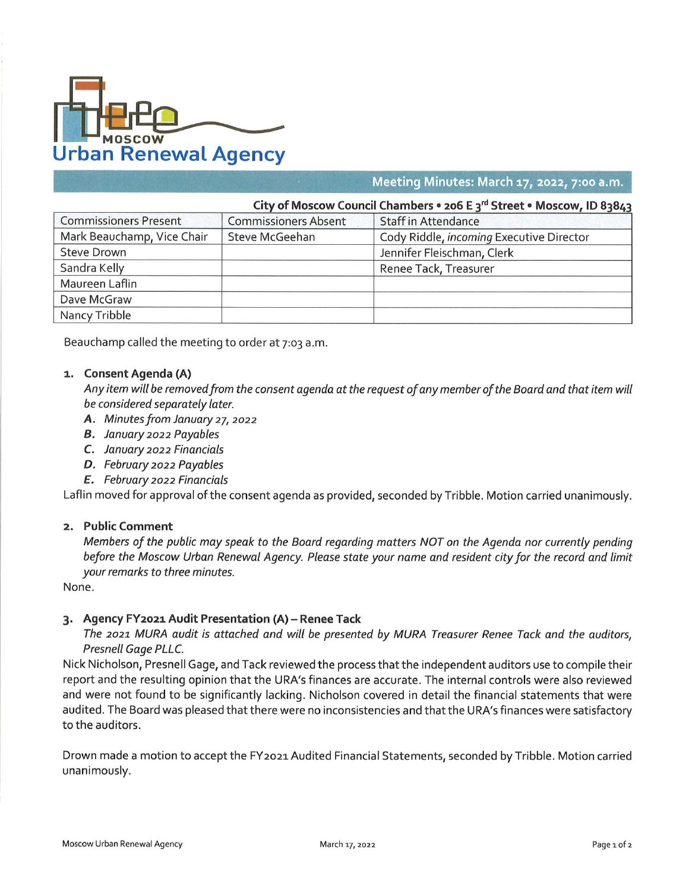# Moscow Urban Renewal Agency

## Meeting Minutes: March 17, 2022, 7:00 a.m.

**City of Moscow Council Chambers • 206 E 3rd Street • Moscow, ID 83843**

| Commissioners Present | Commissioners Absent | Staff in Attendance |
|---|---|---|
| Mark Beauchamp, Vice Chair | Steve McGeehan | Cody Riddle, *incoming* Executive Director |
| Steve Drown | | Jennifer Fleischman, Clerk |
| Sandra Kelly | | Renee Tack, Treasurer |
| Maureen Laflin | | |
| Dave McGraw | | |
| Nancy Tribble | | |

Beauchamp called the meeting to order at 7:03 a.m.

1. **Consent Agenda (A)**

   *Any item will be removed from the consent agenda at the request of any member of the Board and that item will be considered separately later.*

   **A.** *Minutes from January 27, 2022*
   **B.** *January 2022 Payables*
   **C.** *January 2022 Financials*
   **D.** *February 2022 Payables*
   **E.** *February 2022 Financials*

Laflin moved for approval of the consent agenda as provided, seconded by Tribble. Motion carried unanimously.

2. **Public Comment**

   *Members of the public may speak to the Board regarding matters NOT on the Agenda nor currently pending before the Moscow Urban Renewal Agency. Please state your name and resident city for the record and limit your remarks to three minutes.*

None.

3. **Agency FY2021 Audit Presentation (A) – Renee Tack**

   *The 2021 MURA audit is attached and will be presented by MURA Treasurer Renee Tack and the auditors, Presnell Gage PLLC.*

Nick Nicholson, Presnell Gage, and Tack reviewed the process that the independent auditors use to compile their report and the resulting opinion that the URA's finances are accurate. The internal controls were also reviewed and were not found to be significantly lacking. Nicholson covered in detail the financial statements that were audited. The Board was pleased that there were no inconsistencies and that the URA's finances were satisfactory to the auditors.

Drown made a motion to accept the FY2021 Audited Financial Statements, seconded by Tribble. Motion carried unanimously.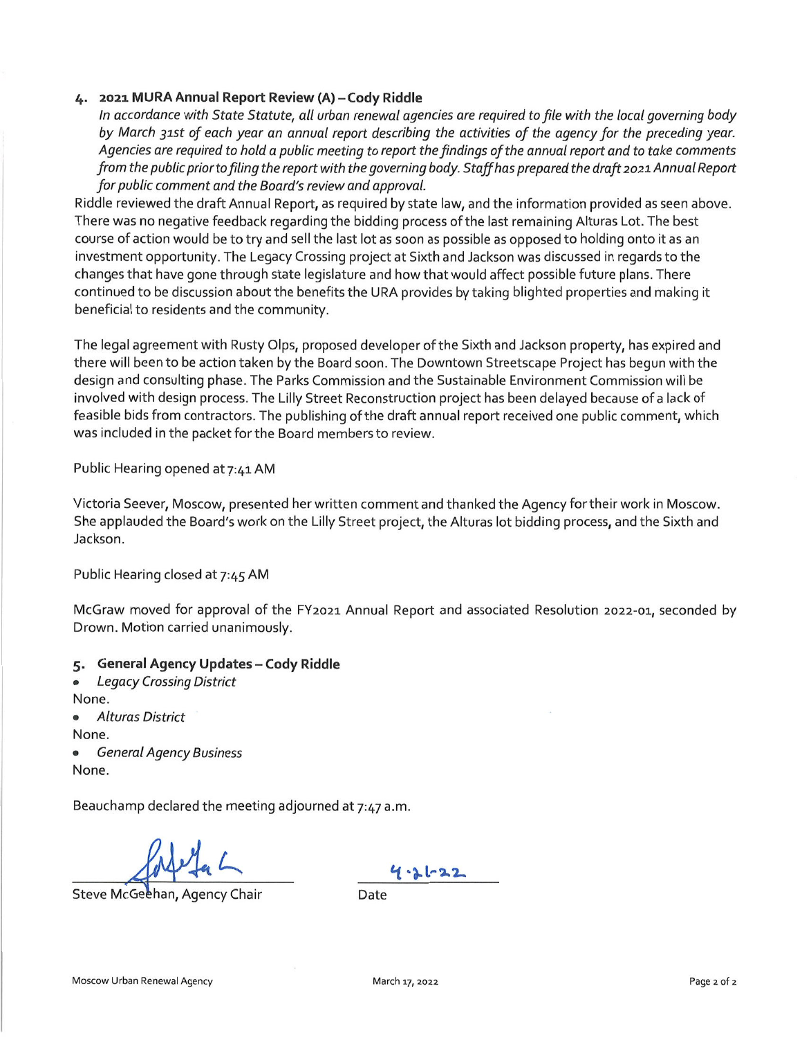## 4. 2021 MURA Annual Report Review (A) – Cody Riddle

*In accordance with State Statute, all urban renewal agencies are required to file with the local governing body by March 31st of each year an annual report describing the activities of the agency for the preceding year. Agencies are required to hold a public meeting to report the findings of the annual report and to take comments from the public prior to filing the report with the governing body. Staff has prepared the draft 2021 Annual Report for public comment and the Board's review and approval.*

Riddle reviewed the draft Annual Report, as required by state law, and the information provided as seen above. There was no negative feedback regarding the bidding process of the last remaining Alturas Lot. The best course of action would be to try and sell the last lot as soon as possible as opposed to holding onto it as an investment opportunity. The Legacy Crossing project at Sixth and Jackson was discussed in regards to the changes that have gone through state legislature and how that would affect possible future plans. There continued to be discussion about the benefits the URA provides by taking blighted properties and making it beneficial to residents and the community.

The legal agreement with Rusty Olps, proposed developer of the Sixth and Jackson property, has expired and there will been to be action taken by the Board soon. The Downtown Streetscape Project has begun with the design and consulting phase. The Parks Commission and the Sustainable Environment Commission will be involved with design process. The Lilly Street Reconstruction project has been delayed because of a lack of feasible bids from contractors. The publishing of the draft annual report received one public comment, which was included in the packet for the Board members to review.

Public Hearing opened at 7:41 AM

Victoria Seever, Moscow, presented her written comment and thanked the Agency for their work in Moscow. She applauded the Board's work on the Lilly Street project, the Alturas lot bidding process, and the Sixth and Jackson.

Public Hearing closed at 7:45 AM

McGraw moved for approval of the FY2021 Annual Report and associated Resolution 2022-01, seconded by Drown. Motion carried unanimously.

## 5. General Agency Updates – Cody Riddle

- *Legacy Crossing District*

None.

- *Alturas District*

None.

- *General Agency Business*

None.

Beauchamp declared the meeting adjourned at 7:47 a.m.

Steve McGeehan, Agency Chair

4-21-22

Date